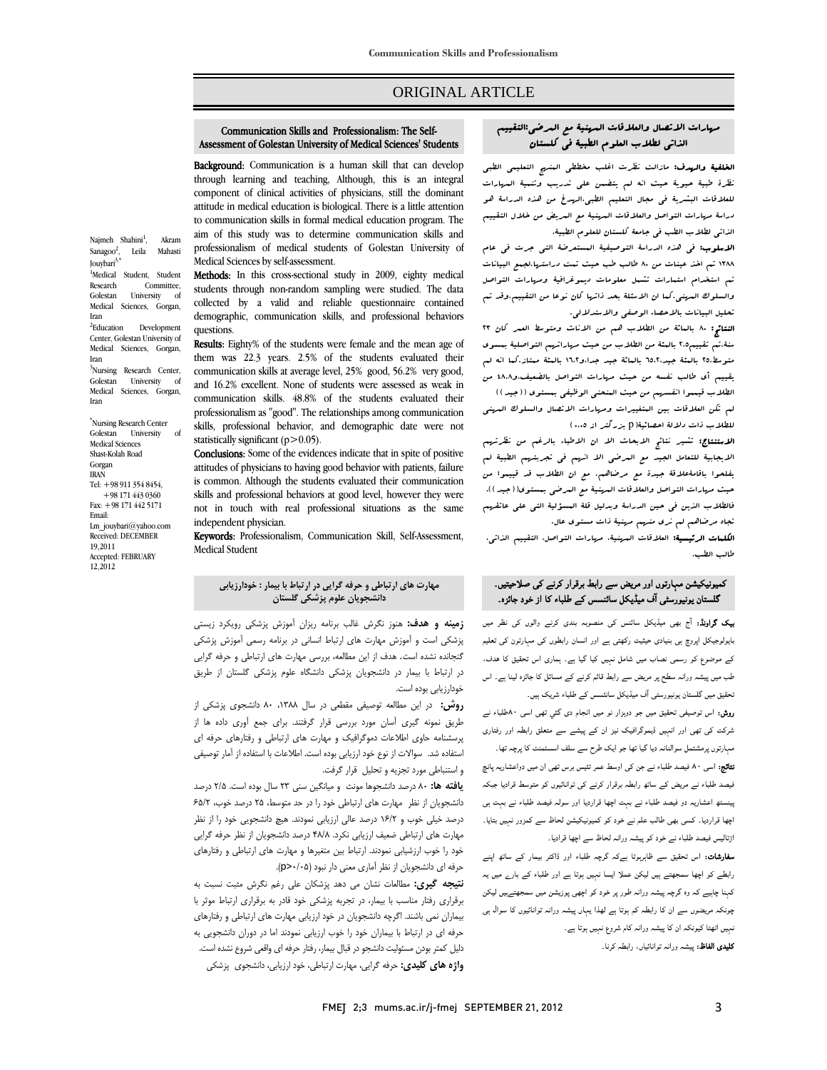ORIGINAL ARTICLE

## Communication Skills and Professionalism: The Self-Assessment of Golestan University of Medical Sciences' Students

**Background:** Communication is a human skill that can develop through learning and teaching, Although, this is an integral component of clinical activities of physicians, still the dominant attitude in medical education is biological. There is a little attention to communication skills in formal medical education program. The aim of this study was to determine communication skills and professionalism of medical students of Golestan University of Medical Sciences by self-assessment.

**Methods:** In this cross-sectional study in 2009, eighty medical students through non-random sampling were studied. The data collected by a valid and reliable questionnaire contained demographic, communication skills, and professional behaviors questions.

**Results:** Eighty% of the students were female and the mean age of them was 22.3 years. 2.5% of the students evaluated their communication skills at average level, 25% good, 56.2% very good, and 16.2% excellent. None of students were assessed as weak in communication skills. 48.8% of the students evaluated their professionalism as "good". The relationships among communication skills, professional behavior, and demographic date were not statistically significant ($p>0.05$).

**Conclusions:** Some of the evidences indicate that in spite of positive attitudes of physicians to having good behavior with patients, failure is common. Although the students evaluated their communication skills and professional behaviors at good level, however they were not in touch with real professional situations as the same independent physician.

**Keywords:** Professionalism, Communication Skill, Self-Assessment, Medical Student

Najmeh Shahini[1], Akram Sanagoo[2], Leila Mahasti Jouybari[3,*]

[1]Medical Student, Student Research Committee, Golestan University of Medical Sciences, Gorgan, Iran
[2]Education Development Center, Golestan University of Medical Sciences, Gorgan, Iran
[3]Nursing Research Center, Golestan University of Medical Sciences, Gorgan, Iran

[*]Nursing Research Center
Golestan University of Medical Sciences
Shast-Kolah Road
Gorgan
IRAN
Tel: +98 911 354 8454, +98 171 443 0360
Fax: +98 171 442 5171
Email: Lm_jouybari@yahoo.com
Received: DECEMBER 19,2011
Accepted: FEBRUARY 12,2012

## مهارت های ارتباطی و حرفه گرایی در ارتباط با بیمار : خودارزیابی دانشجویان علوم پزشکی گلستان

**زمینه و هدف:** هنوز نگرش غالب برنامه ریزان آموزش پزشکی رویکرد زیستی پزشکی است و آموزش مهارت های ارتباط انسانی در برنامه رسمی آموزش پزشکی گنجانده نشده است. هدف از این مطالعه، بررسی مهارت های ارتباطی و حرفه گرایی در ارتباط با بیمار در دانشجویان پزشکی دانشگاه علوم پزشکی گلستان از طریق خودارزیابی بوده است.

**روش:** در این مطالعه توصیفی مقطعی در سال ۱۳۸۸، ۸۰ دانشجوی پزشکی از طریق نمونه گیری آسان مورد بررسی قرار گرفتند. برای جمع آوری داده ها از پرسشنامه حاوی اطلاعات دموگرافیک و مهارت های ارتباطی و رفتارهای حرفه ای استفاده شد. سوالات از نوع خود ارزیابی بوده است. اطلاعات با استفاده از آمار توصیفی و استنباطی مورد تجزیه و تحلیل قرار گرفت.

**یافته ها:** ۸۰ درصد دانشجوها مونث و میانگین سنی ۲۳ سال بوده است. ۲/۵ درصد دانشجویان از نظر مهارت های ارتباطی خود را در حد متوسط، ۲۵ درصد خوب، ۶۵/۲ درصد خیلی خوب و ۱۶/۲ درصد عالی ارزیابی نمودند. هیچ دانشجویی خود را از نظر مهارت های ارتباطی ضعیف ارزیابی نکرد. ۴۸/۸ درصد دانشجویان از نظر حرفه گرایی خود را خوب ارزشیابی نمودند. ارتباط بین متغیرها و مهارت های ارتباطی و رفتارهای حرفه ای دانشجویان از نظر آماری معنی دار نبود (p>۰/۰۵).

**نتیجه گیری:** مطالعات نشان می دهد پزشکان علی رغم نگرش مثبت نسبت به برقراری رفتار مناسب با بیمار، در تجربه پزشکی خود قادر به برقراری ارتباط موثر با بیماران نمی باشند. اگرچه دانشجویان در خود ارزیابی مهارت های ارتباطی و رفتارهای حرفه ای در ارتباط با بیماران خود را خوب ارزیابی نمودند اما در دوران دانشجویی به دلیل کمتر بودن مسئولیت دانشجو در قبال بیمار، رفتار حرفه ای واقعی شروع نشده است.

**واژه های کلیدی:** حرفه گرایی، مهارت ارتباطی، خود ارزیابی، دانشجوی پزشکی

## مهارات الاتصال والعلاقات المهنية مع المرضى:التقييم الذاتي لطلاب العلوم الطبية في كلستان

**الخلفية والهدف:** مازالت نظرت اغلب مخططي المنهج التعليمي الطبي نظرة طبية حيوية حيث انه لم يتضمن على تدريب وتنمية المهارات للعلاقات البشرية في مجال التعليم الطبي.الهدف من هذه الدراسة هو دراسة مهارات التواصل والعلاقات المهنية مع المريض من خلال التقييم الذاتي لطلاب الطب في جامعة كلستان للعلوم الطبية.

**الاسلوب:** في هذه الدراسة التوصيفية المستعرضة التي جرت في عام ۱۳۸۸ تم اخذ عينات من ۸۰ طالب طب حيث تمت دراستها.لجمع البيانات تم استخدام استمارات تشمل معلومات ديموغرافية ومهارات التواصل والسلوك المهني.كما ان الاسئلة بحد ذاتها كان نوعا من التقييم.وقد تم تحليل البيانات بالاحصاء الوصفي والاستدلالي.

**النتائج:** ۸۰ بالمئة من الطلاب هم من الاناث ومتوسط العمر كان ۲۳ سنة.تم تقييم۲.۵ بالمئة من الطلاب من حيث مهاراتهم التواصلية بمستوى متوسط.۲۵ بالمئة جيد.۶۵.۲ بالمئة جيد جدا.و۱۶.۲ بالمئة ممتاز.كما انه لم يقييم أي طالب نفسه من حيث مهارات التواصل بالضعيف.و۴۸.۸ من الطلاب قيموا انفسهم من حيث المنحنى الوظيفي بمستوى ((جيد)) لم تكن العلاقات بين المتغييرات ومهارات الاتصال والسلوك المهني للطلاب ذات دلالة احصائية(p بزرگتر از ۰،۰۵)

**الاستنتاج:** تشير نتائج الابحاث الى ان الاطباء بالرغم من نظرتهم الايجابية للتعامل الجيد مع المرضى الا انهم في تجربتهم الطبية لم يفلحوا باقامةعلاقة جيدة مع مرضاهم. مع ان الطلاب قد قييموا من حيث مهارات التواصل والعلاقات المهنية مع المرضى بمستوى((جيد)). فالطلاب الذين في حين الدراسة وبدليل قلة المسؤولية التي على عاتقهم تجاه مرضاهم لم نرى منهم مهنية ذات مستوى عال.

**الكلمات الرئيسية:** العلاقات المهنية، مهارات التواصل، التقييم الذاتي، طالب الطب.

## کمیونیکیشن مہارتوں اور مریض سے رابطہ برقرار کرنے کی صلاحیتیں۔ گلستان یونیورسٹی آف میڈیکل سائنسس کے طلباء کا از خود جائزہ۔

**بیک گراونڈ:** آج بھی میڈیکل سائنس کی منصوبہ بندی کرنے والوں کی نظر میں بایولوجیکل اپروچ ہی بنیادی حیثیت رکھتی ہے اور انسان رابطوں کی مہارتوں کی تعلیم کے موضوع کو رسمی نصاب میں شامل نہیں کیا گیا ہے۔ ہماری اس تحقیق کا ھدف، طب میں پیشہ ورانہ سطح پر مریض سے رابط قائم کرنے کے مسائل کا جائزہ لینا ہے۔ اس تحقیق میں گلستان یونیورسٹی آف میڈیکل سائنسس کے طلباء شریک ہیں۔

**روش:** اس توصیفی تحقیق میں جو دوہزار نو میں انجام دی گئي تھی اسی ۸۰طلباء نے شرکت کی تھی اور انہیں ڈیموگرافیک نیز ان کے پیشے سے متعلق رابطہ اور رفتاری مہارتوں پرمشتمل سوالنامہ دیا گيا تھا جو ایک طرح سے سلف اسسمنٹ کا پرچہ تھا۔

**نتائج:** اسی ۸۰ فیصد طلباء نے جن کی اوسط عمر تئیس برس تھی ان میں دواعشاریہ پانچ فیصد طلباء نے مریض کے ساتھ رابطہ برقرار کرنے کی توانائيوں کو متوسط قراردیا جبکہ پینسٹھ اعشاریہ دو فیصد طلباء نے بہت اچھا قراردیا اور سولہ فیصد طلباء نے بہت ہی اچھا قراردیا۔ کسی بھی طالب علم نے خود کو کمیونیکیشن لحاظ سے کمزور نہیں بتایا۔ اڑتالیس فیصد طلباء نے خود کو پیشہ ورانہ لحاظ سے اچھا قراردیا۔

**سفارشات:** اس تحقیق سے ظاہرہوتا ہےکہ گرچہ طلباء اور ڈاکٹر بیمار کے ساتھ اپنے رابطے کو اچھا سمجھتے ہیں لیکن عملا ایسا نہیں ہوتا ہے اور طلباء کے بارے میں یہ کہنا چاہیے کہ وہ گرچہ پیشہ ورانہ طور پر خود کو اچھی پوزیشن میں سمجھتےہیں لیکن چونکہ مریضوں سے ان کا رابطہ کم ہوتا ہے لھذا یہاں پیشہ ورانہ توانائیوں کا سوال ہی نہیں اٹھتا کیونکہ ان کا پیشہ ورانہ کام شروع نہیں ہوتا ہے۔

**کلیدی الفاظ:** پیشہ ورانہ توانائیاں، رابطہ کرنا۔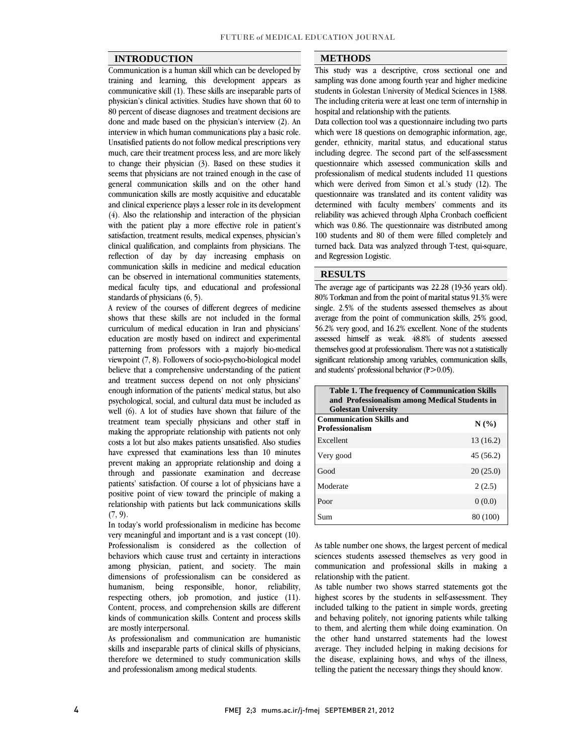## INTRODUCTION

Communication is a human skill which can be developed by training and learning, this development appears as communicative skill (1). These skills are inseparable parts of physician's clinical activities. Studies have shown that 60 to 80 percent of disease diagnoses and treatment decisions are done and made based on the physician's interview (2). An interview in which human communications play a basic role. Unsatisfied patients do not follow medical prescriptions very much, care their treatment process less, and are more likely to change their physician (3). Based on these studies it seems that physicians are not trained enough in the case of general communication skills and on the other hand communication skills are mostly acquisitive and educatable and clinical experience plays a lesser role in its development (4). Also the relationship and interaction of the physician with the patient play a more effective role in patient's satisfaction, treatment results, medical expenses, physician's clinical qualification, and complaints from physicians. The reflection of day by day increasing emphasis on communication skills in medicine and medical education can be observed in international communities statements, medical faculty tips, and educational and professional standards of physicians (6, 5).

A review of the courses of different degrees of medicine shows that these skills are not included in the formal curriculum of medical education in Iran and physicians' education are mostly based on indirect and experimental patterning from professors with a majorly bio-medical viewpoint (7, 8). Followers of socio-psycho-biological model believe that a comprehensive understanding of the patient and treatment success depend on not only physicians' enough information of the patients' medical status, but also psychological, social, and cultural data must be included as well (6). A lot of studies have shown that failure of the treatment team specially physicians and other staff in making the appropriate relationship with patients not only costs a lot but also makes patients unsatisfied. Also studies have expressed that examinations less than 10 minutes prevent making an appropriate relationship and doing a through and passionate examination and decrease patients' satisfaction. Of course a lot of physicians have a positive point of view toward the principle of making a relationship with patients but lack communications skills (7, 9).

In today's world professionalism in medicine has become very meaningful and important and is a vast concept (10). Professionalism is considered as the collection of behaviors which cause trust and certainty in interactions among physician, patient, and society. The main dimensions of professionalism can be considered as humanism, being responsible, honor, reliability, respecting others, job promotion, and justice (11). Content, process, and comprehension skills are different kinds of communication skills. Content and process skills are mostly interpersonal.

As professionalism and communication are humanistic skills and inseparable parts of clinical skills of physicians, therefore we determined to study communication skills and professionalism among medical students.

## METHODS

This study was a descriptive, cross sectional one and sampling was done among fourth year and higher medicine students in Golestan University of Medical Sciences in 1388. The including criteria were at least one term of internship in hospital and relationship with the patients.

Data collection tool was a questionnaire including two parts which were 18 questions on demographic information, age, gender, ethnicity, marital status, and educational status including degree. The second part of the self-assessment questionnaire which assessed communication skills and professionalism of medical students included 11 questions which were derived from Simon et al.'s study (12). The questionnaire was translated and its content validity was determined with faculty members' comments and its reliability was achieved through Alpha Cronbach coefficient which was 0.86. The questionnaire was distributed among 100 students and 80 of them were filled completely and turned back. Data was analyzed through T-test, qui-square, and Regression Logistic.

## RESULTS

The average age of participants was 22.28 (19-36 years old). 80% Torkman and from the point of marital status 91.3% were single. 2.5% of the students assessed themselves as about average from the point of communication skills, 25% good, 56.2% very good, and 16.2% excellent. None of the students assessed himself as weak. 48.8% of students assessed themselves good at professionalism. There was not a statistically significant relationship among variables, communication skills, and students' professional behavior ($P > 0.05$).

**Table 1. The frequency of Communication Skills and Professionalism among Medical Students in Golestan University**

| Communication Skills and Professionalism | N (%) |
|---|---|
| Excellent | 13 (16.2) |
| Very good | 45 (56.2) |
| Good | 20 (25.0) |
| Moderate | 2 (2.5) |
| Poor | 0 (0.0) |
| Sum | 80 (100) |

As table number one shows, the largest percent of medical sciences students assessed themselves as very good in communication and professional skills in making a relationship with the patient.

As table number two shows starred statements got the highest scores by the students in self-assessment. They included talking to the patient in simple words, greeting and behaving politely, not ignoring patients while talking to them, and alerting them while doing examination. On the other hand unstarred statements had the lowest average. They included helping in making decisions for the disease, explaining hows, and whys of the illness, telling the patient the necessary things they should know.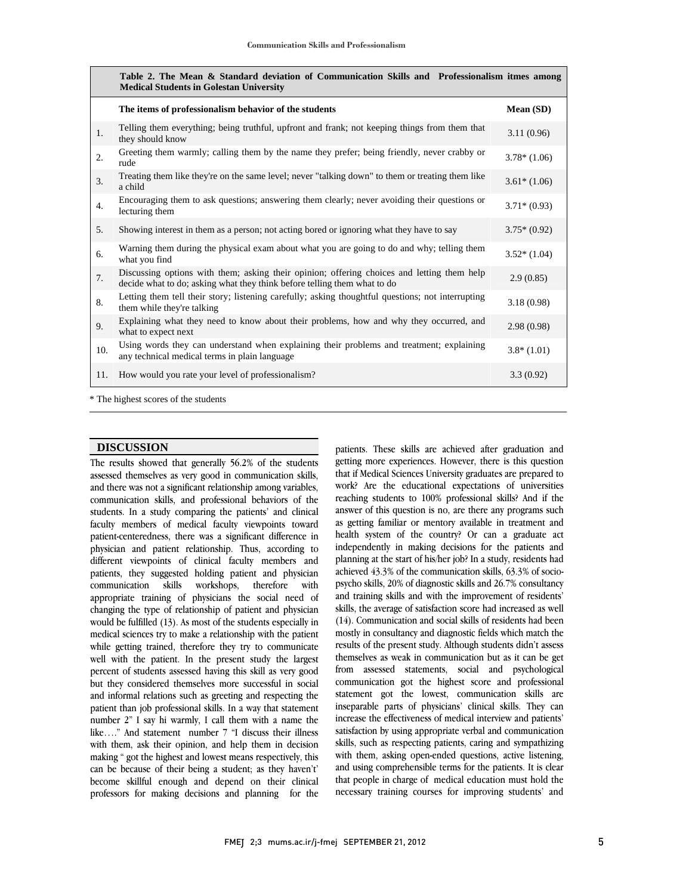**Table 2. The Mean & Standard deviation of Communication Skills and Professionalism itmes among Medical Students in Golestan University**

| | The items of professionalism behavior of the students | Mean (SD) |
|---|---|---|
| 1. | Telling them everything; being truthful, upfront and frank; not keeping things from them that they should know | 3.11 (0.96) |
| 2. | Greeting them warmly; calling them by the name they prefer; being friendly, never crabby or rude | 3.78* (1.06) |
| 3. | Treating them like they're on the same level; never "talking down" to them or treating them like a child | 3.61* (1.06) |
| 4. | Encouraging them to ask questions; answering them clearly; never avoiding their questions or lecturing them | 3.71* (0.93) |
| 5. | Showing interest in them as a person; not acting bored or ignoring what they have to say | 3.75* (0.92) |
| 6. | Warning them during the physical exam about what you are going to do and why; telling them what you find | 3.52* (1.04) |
| 7. | Discussing options with them; asking their opinion; offering choices and letting them help decide what to do; asking what they think before telling them what to do | 2.9 (0.85) |
| 8. | Letting them tell their story; listening carefully; asking thoughtful questions; not interrupting them while they're talking | 3.18 (0.98) |
| 9. | Explaining what they need to know about their problems, how and why they occurred, and what to expect next | 2.98 (0.98) |
| 10. | Using words they can understand when explaining their problems and treatment; explaining any technical medical terms in plain language | 3.8* (1.01) |
| 11. | How would you rate your level of professionalism? | 3.3 (0.92) |

* The highest scores of the students

## DISCUSSION

The results showed that generally 56.2% of the students assessed themselves as very good in communication skills, and there was not a significant relationship among variables, communication skills, and professional behaviors of the students. In a study comparing the patients' and clinical faculty members of medical faculty viewpoints toward patient-centeredness, there was a significant difference in physician and patient relationship. Thus, according to different viewpoints of clinical faculty members and patients, they suggested holding patient and physician communication skills workshops, therefore with appropriate training of physicians the social need of changing the type of relationship of patient and physician would be fulfilled (13). As most of the students especially in medical sciences try to make a relationship with the patient while getting trained, therefore they try to communicate well with the patient. In the present study the largest percent of students assessed having this skill as very good but they considered themselves more successful in social and informal relations such as greeting and respecting the patient than job professional skills. In a way that statement number 2" I say hi warmly, I call them with a name the like…." And statement number 7 "I discuss their illness with them, ask their opinion, and help them in decision making " got the highest and lowest means respectively, this can be because of their being a student; as they haven't' become skillful enough and depend on their clinical professors for making decisions and planning for the patients. These skills are achieved after graduation and getting more experiences. However, there is this question that if Medical Sciences University graduates are prepared to work? Are the educational expectations of universities reaching students to 100% professional skills? And if the answer of this question is no, are there any programs such as getting familiar or mentory available in treatment and health system of the country? Or can a graduate act independently in making decisions for the patients and planning at the start of his/her job? In a study, residents had achieved 43.3% of the communication skills, 63.3% of socio-psycho skills, 20% of diagnostic skills and 26.7% consultancy and training skills and with the improvement of residents' skills, the average of satisfaction score had increased as well (14). Communication and social skills of residents had been mostly in consultancy and diagnostic fields which match the results of the present study. Although students didn't assess themselves as weak in communication but as it can be get from assessed statements, social and psychological communication got the highest score and professional statement got the lowest, communication skills are inseparable parts of physicians' clinical skills. They can increase the effectiveness of medical interview and patients' satisfaction by using appropriate verbal and communication skills, such as respecting patients, caring and sympathizing with them, asking open-ended questions, active listening, and using comprehensible terms for the patients. It is clear that people in charge of medical education must hold the necessary training courses for improving students' and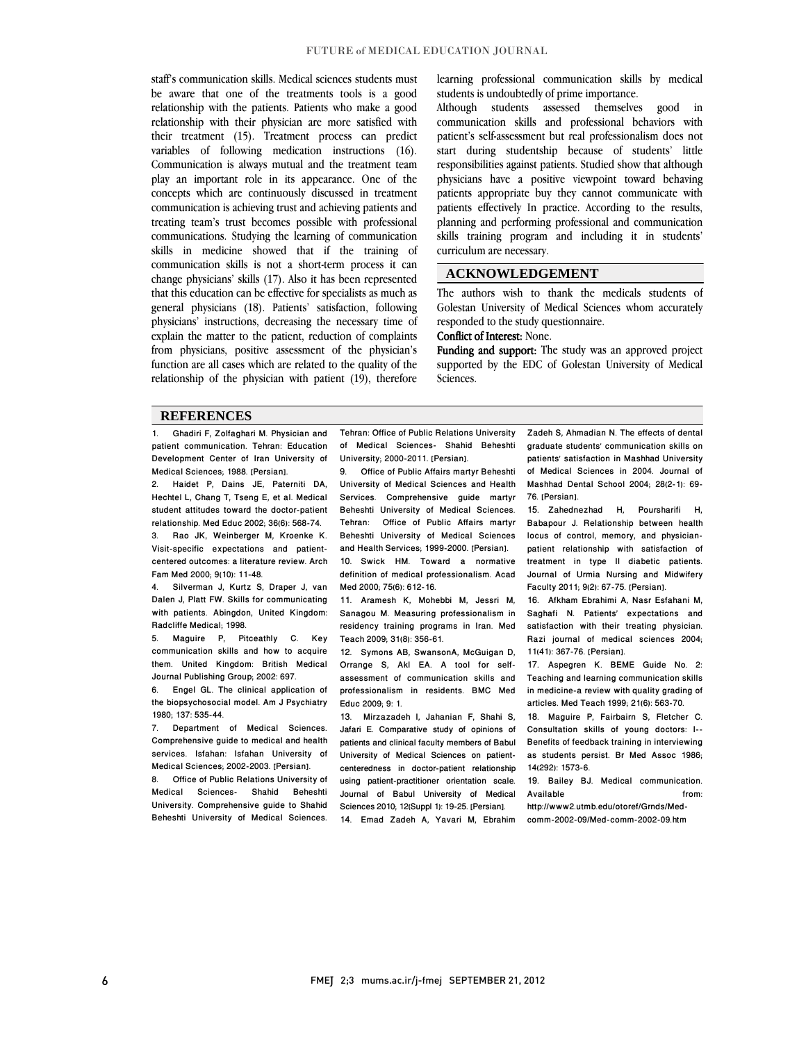staff's communication skills. Medical sciences students must be aware that one of the treatments tools is a good relationship with the patients. Patients who make a good relationship with their physician are more satisfied with their treatment (15). Treatment process can predict variables of following medication instructions (16). Communication is always mutual and the treatment team play an important role in its appearance. One of the concepts which are continuously discussed in treatment communication is achieving trust and achieving patients and treating team's trust becomes possible with professional communications. Studying the learning of communication skills in medicine showed that if the training of communication skills is not a short-term process it can change physicians' skills (17). Also it has been represented that this education can be effective for specialists as much as general physicians (18). Patients' satisfaction, following physicians' instructions, decreasing the necessary time of explain the matter to the patient, reduction of complaints from physicians, positive assessment of the physician's function are all cases which are related to the quality of the relationship of the physician with patient (19), therefore learning professional communication skills by medical students is undoubtedly of prime importance.

Although students assessed themselves good in communication skills and professional behaviors with patient's self-assessment but real professionalism does not start during studentship because of students' little responsibilities against patients. Studied show that although physicians have a positive viewpoint toward behaving patients appropriate buy they cannot communicate with patients effectively In practice. According to the results, planning and performing professional and communication skills training program and including it in students' curriculum are necessary.

## ACKNOWLEDGEMENT

The authors wish to thank the medicals students of Golestan University of Medical Sciences whom accurately responded to the study questionnaire.

**Conflict of Interest:** None.

**Funding and support:** The study was an approved project supported by the EDC of Golestan University of Medical Sciences.

## REFERENCES

1. Ghadiri F, Zolfaghari M. Physician and patient communication. Tehran: Education Development Center of Iran University of Medical Sciences; 1988. [Persian].
2. Haidet P, Dains JE, Paterniti DA, Hechtel L, Chang T, Tseng E, et al. Medical student attitudes toward the doctor-patient relationship. Med Educ 2002; 36(6): 568-74.
3. Rao JK, Weinberger M, Kroenke K. Visit-specific expectations and patient-centered outcomes: a literature review. Arch Fam Med 2000; 9(10): 11-48.
4. Silverman J, Kurtz S, Draper J, van Dalen J, Platt FW. Skills for communicating with patients. Abingdon, United Kingdom: Radcliffe Medical; 1998.
5. Maguire P, Pitceathly C. Key communication skills and how to acquire them. United Kingdom: British Medical Journal Publishing Group; 2002: 697.
6. Engel GL. The clinical application of the biopsychosocial model. Am J Psychiatry 1980; 137: 535-44.
7. Department of Medical Sciences. Comprehensive guide to medical and health services. Isfahan: Isfahan University of Medical Sciences; 2002-2003. [Persian].
8. Office of Public Relations University of Medical Sciences- Shahid Beheshti University. Comprehensive guide to Shahid Beheshti University of Medical Sciences. Tehran: Office of Public Relations University of Medical Sciences- Shahid Beheshti University; 2000-2011. [Persian].
9. Office of Public Affairs martyr Beheshti University of Medical Sciences and Health Services. Comprehensive guide martyr Beheshti University of Medical Sciences. Tehran: Office of Public Affairs martyr Beheshti University of Medical Sciences and Health Services; 1999-2000. [Persian].
10. Swick HM. Toward a normative definition of medical professionalism. Acad Med 2000; 75(6): 612-16.
11. Aramesh K, Mohebbi M, Jessri M, Sanagou M. Measuring professionalism in residency training programs in Iran. Med Teach 2009; 31(8): 356-61.
12. Symons AB, SwansonA, McGuigan D, Orrange S, Akl EA. A tool for self-assessment of communication skills and professionalism in residents. BMC Med Educ 2009; 9: 1.
13. Mirzazadeh I, Jahanian F, Shahi S, Jafari E. Comparative study of opinions of patients and clinical faculty members of Babul University of Medical Sciences on patient-centeredness in doctor-patient relationship using patient-practitioner orientation scale. Journal of Babul University of Medical Sciences 2010; 12(Suppl 1): 19-25. [Persian].
14. Emad Zadeh A, Yavari M, Ebrahim Zadeh S, Ahmadian N. The effects of dental graduate students' communication skills on patients' satisfaction in Mashhad University of Medical Sciences in 2004. Journal of Mashhad Dental School 2004; 28(2-1): 69-76. [Persian].
15. Zahednezhad H, Poursharifi H, Babapour J. Relationship between health locus of control, memory, and physician-patient relationship with satisfaction of treatment in type II diabetic patients. Journal of Urmia Nursing and Midwifery Faculty 2011; 9(2): 67-75. [Persian].
16. Afkham Ebrahimi A, Nasr Esfahani M, Saghafi N. Patients' expectations and satisfaction with their treating physician. Razi journal of medical sciences 2004; 11(41): 367-76. [Persian].
17. Aspegren K. BEME Guide No. 2: Teaching and learning communication skills in medicine-a review with quality grading of articles. Med Teach 1999; 21(6): 563-70.
18. Maguire P, Fairbairn S, Fletcher C. Consultation skills of young doctors: I--Benefits of feedback training in interviewing as students persist. Br Med Assoc 1986; 14(292): 1573-6.
19. Bailey BJ. Medical communication. Available from: http://www2.utmb.edu/otoref/Grnds/Med-comm-2002-09/Med-comm-2002-09.htm